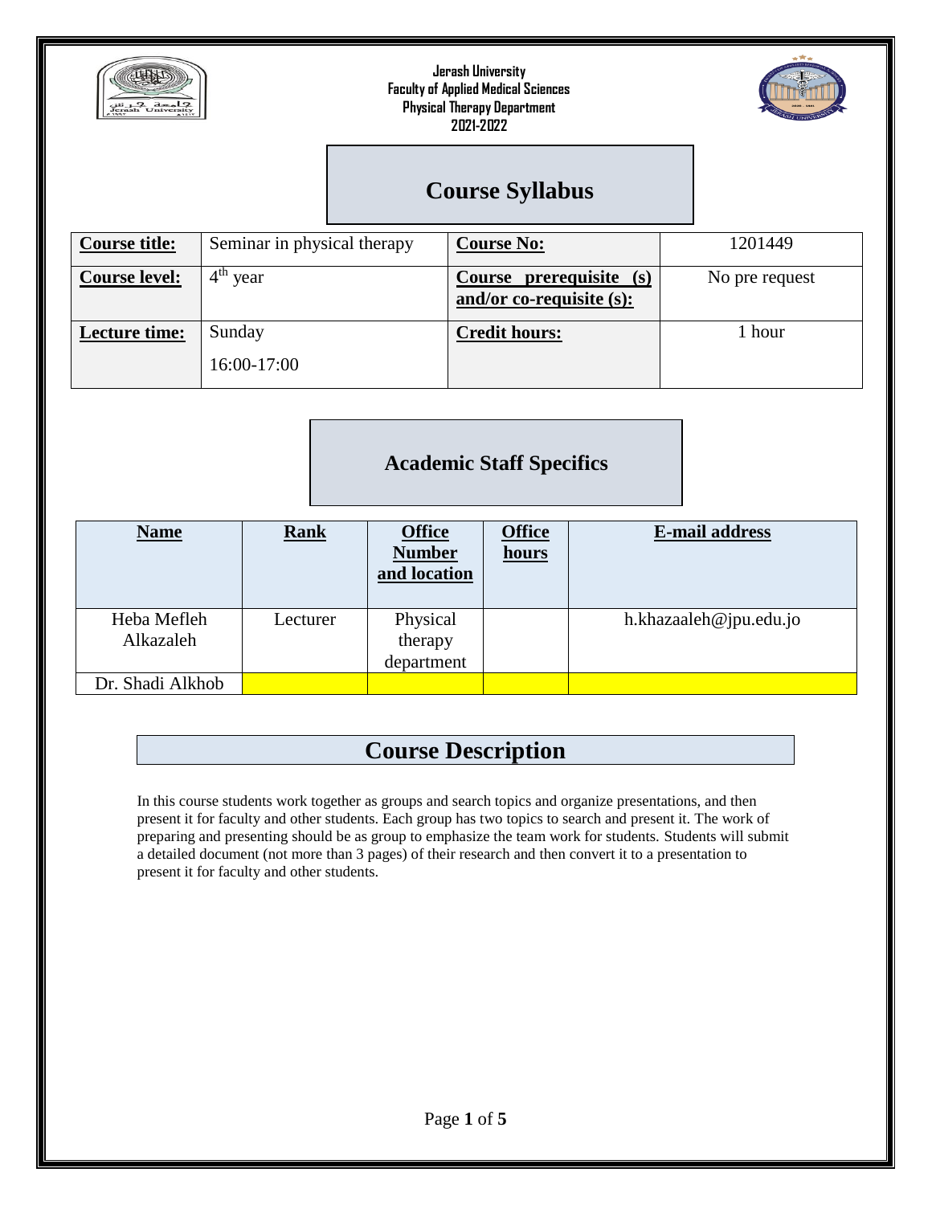**Jerash University**
**Faculty of Applied Medical Sciences**
**Physical Therapy Department**
**2021-2022**

# Course Syllabus

| **Course title:** | Seminar in physical therapy | **Course No:** | 1201449 |
|---|---|---|---|
| **Course level:** | 4th year | **Course prerequisite (s) and/or co-requisite (s):** | No pre request |
| **Lecture time:** | Sunday 16:00-17:00 | **Credit hours:** | 1 hour |

## Academic Staff Specifics

| **Name** | **Rank** | **Office Number and location** | **Office hours** | **E-mail address** |
|---|---|---|---|---|
| Heba Mefleh Alkazaleh | Lecturer | Physical therapy department | | h.khazaaleh@jpu.edu.jo |
| Dr. Shadi Alkhob | | | | |

## Course Description

In this course students work together as groups and search topics and organize presentations, and then present it for faculty and other students. Each group has two topics to search and present it. The work of preparing and presenting should be as group to emphasize the team work for students. Students will submit a detailed document (not more than 3 pages) of their research and then convert it to a presentation to present it for faculty and other students.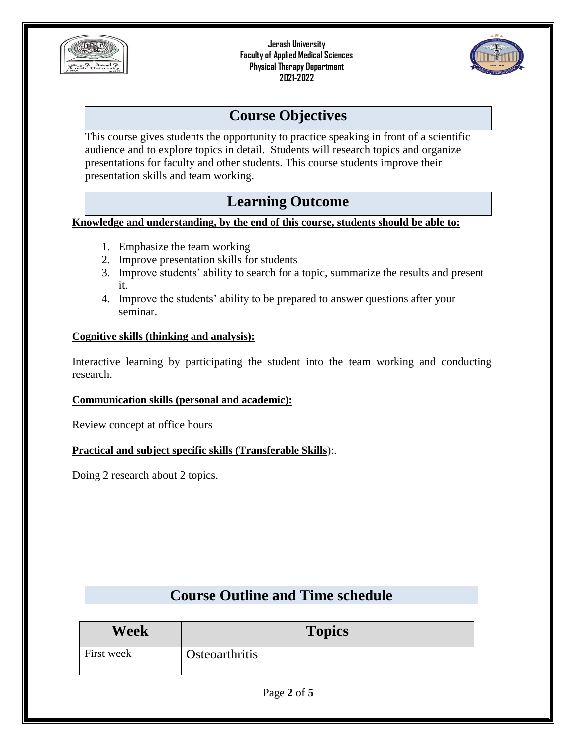## Course Objectives

This course gives students the opportunity to practice speaking in front of a scientific audience and to explore topics in detail. Students will research topics and organize presentations for faculty and other students. This course students improve their presentation skills and team working.

## Learning Outcome

**Knowledge and understanding, by the end of this course, students should be able to:**

1. Emphasize the team working
2. Improve presentation skills for students
3. Improve students' ability to search for a topic, summarize the results and present it.
4. Improve the students' ability to be prepared to answer questions after your seminar.

**Cognitive skills (thinking and analysis):**

Interactive learning by participating the student into the team working and conducting research.

**Communication skills (personal and academic):**

Review concept at office hours

**Practical and subject specific skills (Transferable Skills):**.

Doing 2 research about 2 topics.

## Course Outline and Time schedule

| Week | Topics |
|---|---|
| First week | Osteoarthritis |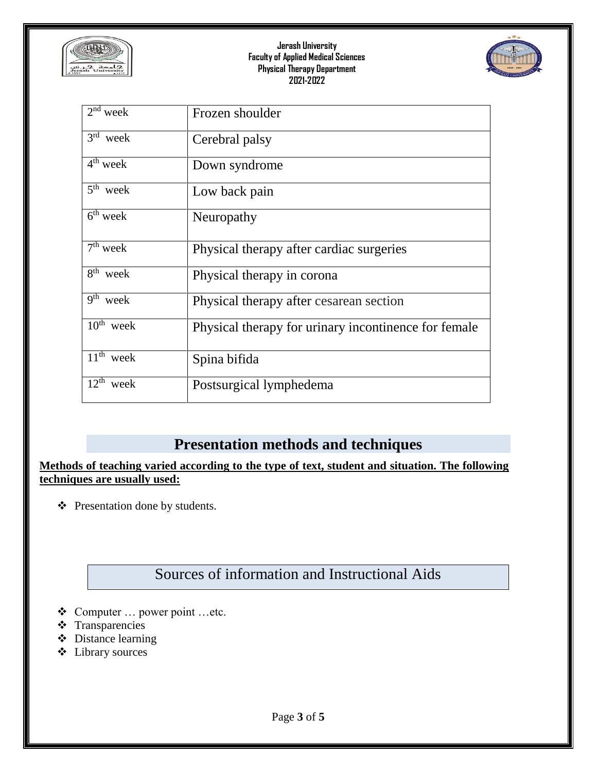| | |
|---|---|
| 2nd week | Frozen shoulder |
| 3rd week | Cerebral palsy |
| 4th week | Down syndrome |
| 5th week | Low back pain |
| 6th week | Neuropathy |
| 7th week | Physical therapy after cardiac surgeries |
| 8th week | Physical therapy in corona |
| 9th week | Physical therapy after cesarean section |
| 10th week | Physical therapy for urinary incontinence for female |
| 11th week | Spina bifida |
| 12th week | Postsurgical lymphedema |

## Presentation methods and techniques

**Methods of teaching varied according to the type of text, student and situation. The following techniques are usually used:**

- Presentation done by students.

## Sources of information and Instructional Aids

- Computer … power point …etc.
- Transparencies
- Distance learning
- Library sources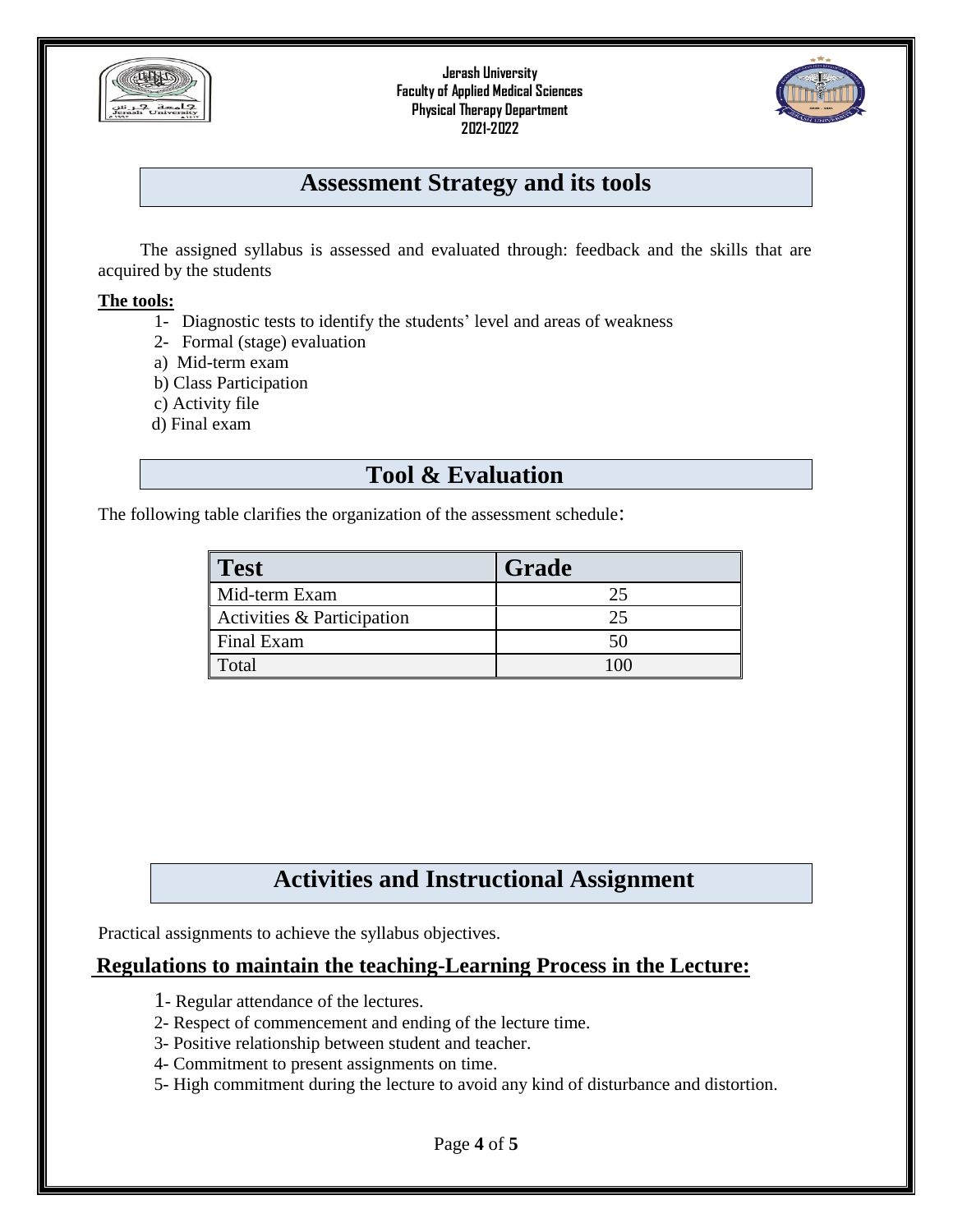## Assessment Strategy and its tools

The assigned syllabus is assessed and evaluated through: feedback and the skills that are acquired by the students

**The tools:**

1- Diagnostic tests to identify the students' level and areas of weakness
2- Formal (stage) evaluation
a) Mid-term exam
b) Class Participation
c) Activity file
d) Final exam

## Tool & Evaluation

The following table clarifies the organization of the assessment schedule:

| Test | Grade |
|---|---|
| Mid-term Exam | 25 |
| Activities & Participation | 25 |
| Final Exam | 50 |
| Total | 100 |

## Activities and Instructional Assignment

Practical assignments to achieve the syllabus objectives.

### Regulations to maintain the teaching-Learning Process in the Lecture:

1- Regular attendance of the lectures.
2- Respect of commencement and ending of the lecture time.
3- Positive relationship between student and teacher.
4- Commitment to present assignments on time.
5- High commitment during the lecture to avoid any kind of disturbance and distortion.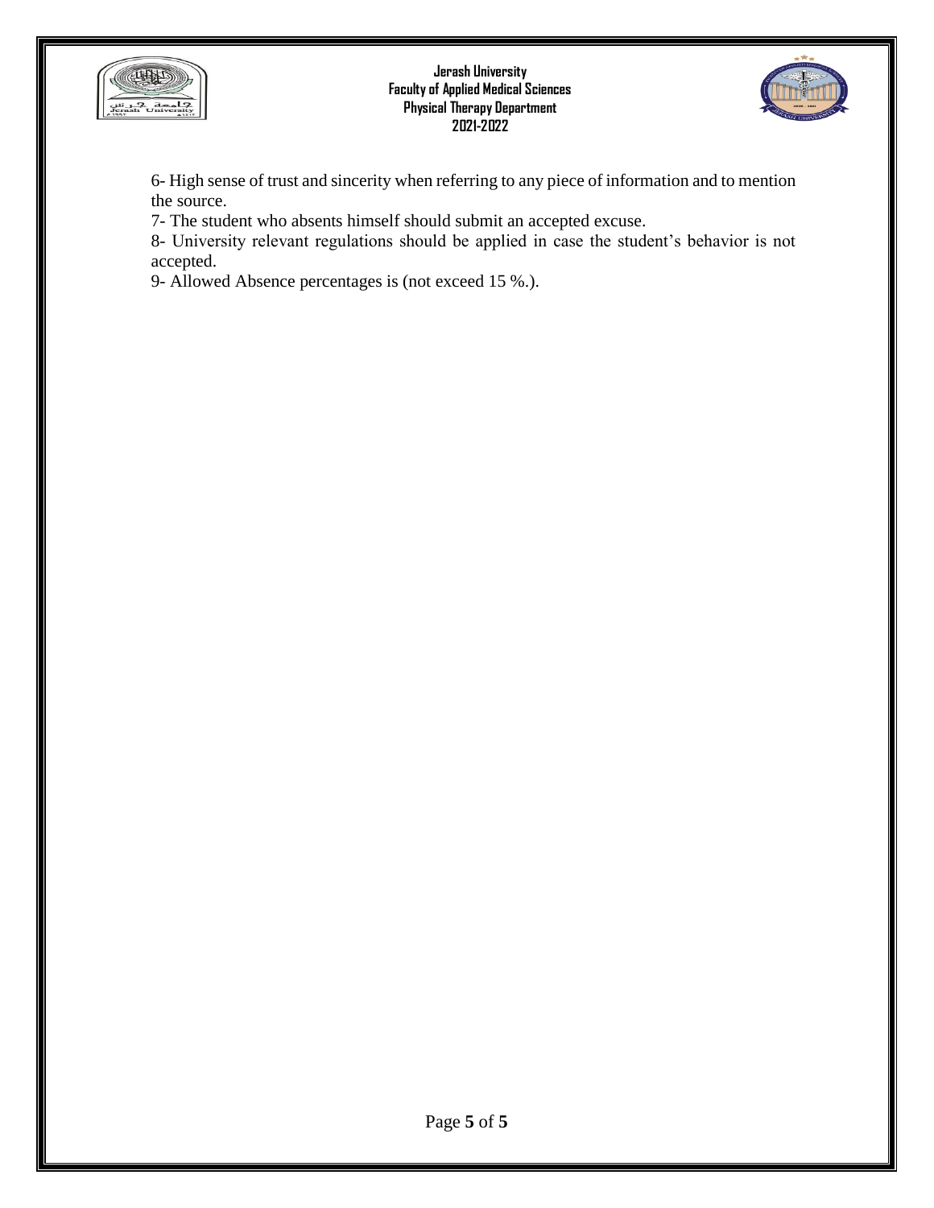6- High sense of trust and sincerity when referring to any piece of information and to mention the source.

7- The student who absents himself should submit an accepted excuse.

8- University relevant regulations should be applied in case the student's behavior is not accepted.

9- Allowed Absence percentages is (not exceed 15 %.).